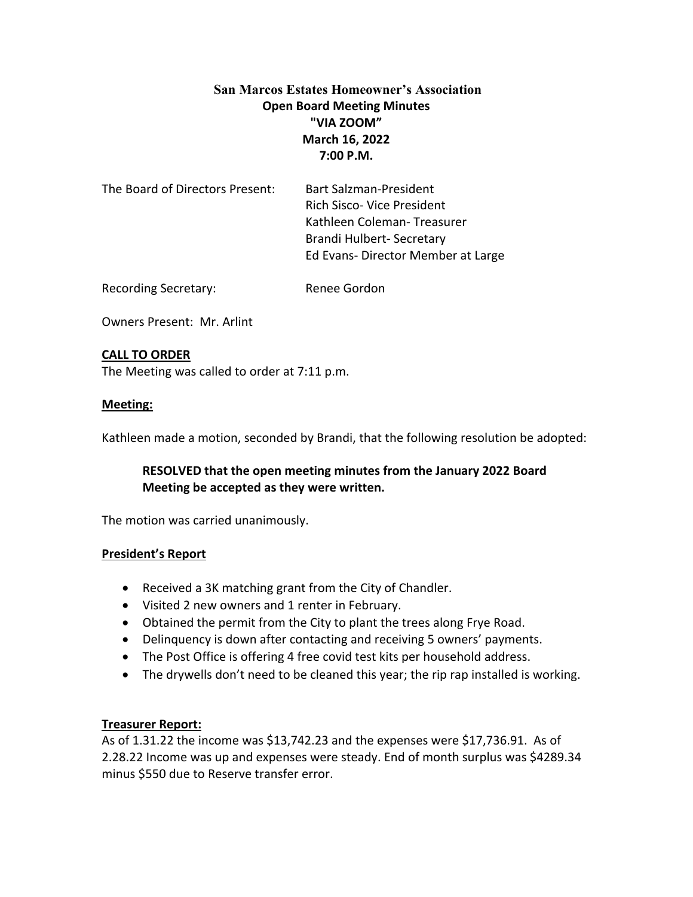# San Marcos Estates Homeowner's Association

## Open Board Meeting Minutes

## "VIA ZOOM"

## March 16, 2022

## 7:00 P.M.

The Board of Directors Present: Bart Salzman-President
Rich Sisco- Vice President
Kathleen Coleman- Treasurer
Brandi Hulbert- Secretary
Ed Evans- Director Member at Large

Recording Secretary: Renee Gordon

Owners Present: Mr. Arlint

### CALL TO ORDER

The Meeting was called to order at 7:11 p.m.

### Meeting:

Kathleen made a motion, seconded by Brandi, that the following resolution be adopted:

> **RESOLVED that the open meeting minutes from the January 2022 Board Meeting be accepted as they were written.**

The motion was carried unanimously.

### President's Report

- Received a 3K matching grant from the City of Chandler.
- Visited 2 new owners and 1 renter in February.
- Obtained the permit from the City to plant the trees along Frye Road.
- Delinquency is down after contacting and receiving 5 owners' payments.
- The Post Office is offering 4 free covid test kits per household address.
- The drywells don't need to be cleaned this year; the rip rap installed is working.

### Treasurer Report:

As of 1.31.22 the income was $13,742.23 and the expenses were $17,736.91. As of 2.28.22 Income was up and expenses were steady. End of month surplus was $4289.34 minus $550 due to Reserve transfer error.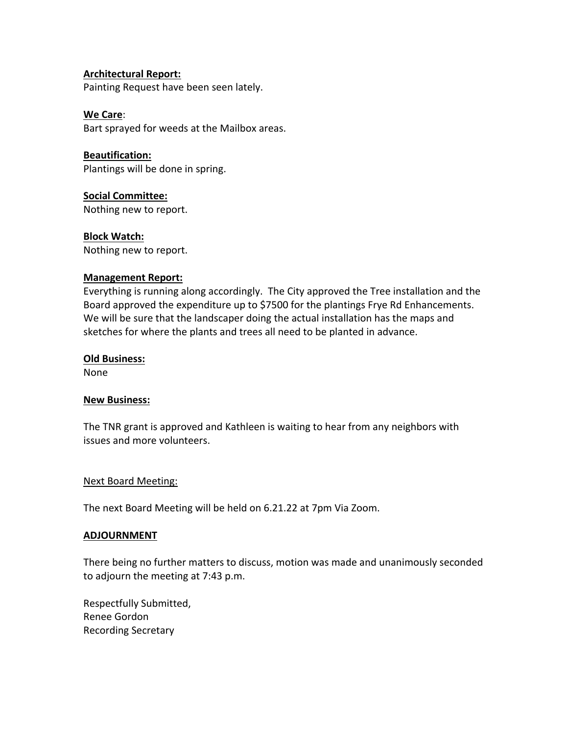**<u>Architectural Report:</u>**
Painting Request have been seen lately.

**<u>We Care</u>**:
Bart sprayed for weeds at the Mailbox areas.

**<u>Beautification:</u>**
Plantings will be done in spring.

**<u>Social Committee:</u>**
Nothing new to report.

**<u>Block Watch:</u>**
Nothing new to report.

**<u>Management Report:</u>**
Everything is running along accordingly. The City approved the Tree installation and the Board approved the expenditure up to $7500 for the plantings Frye Rd Enhancements. We will be sure that the landscaper doing the actual installation has the maps and sketches for where the plants and trees all need to be planted in advance.

**<u>Old Business:</u>**
None

**<u>New Business:</u>**

The TNR grant is approved and Kathleen is waiting to hear from any neighbors with issues and more volunteers.

<u>Next Board Meeting:</u>

The next Board Meeting will be held on 6.21.22 at 7pm Via Zoom.

**<u>ADJOURNMENT</u>**

There being no further matters to discuss, motion was made and unanimously seconded to adjourn the meeting at 7:43 p.m.

Respectfully Submitted,
Renee Gordon
Recording Secretary